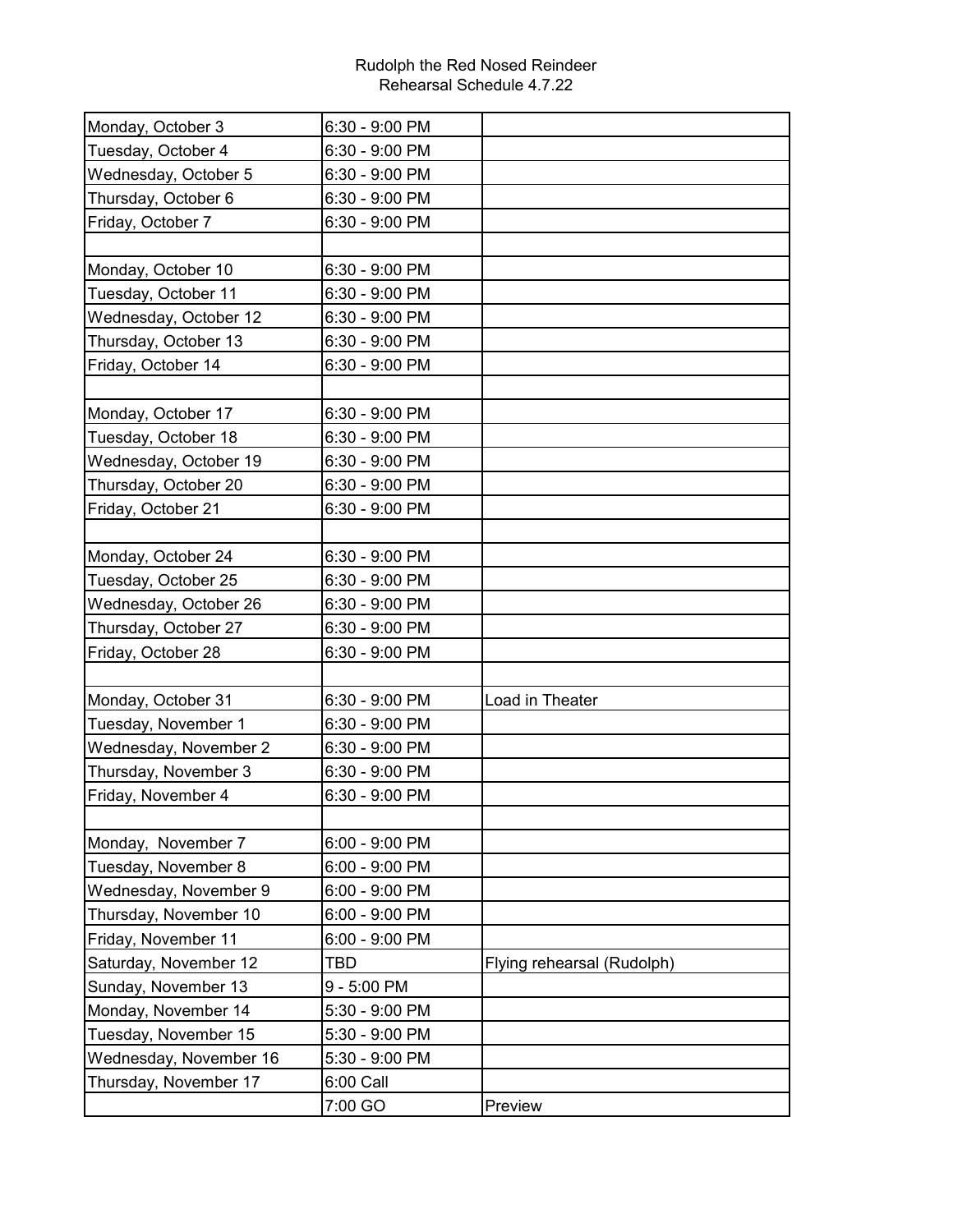Rudolph the Red Nosed Reindeer
Rehearsal Schedule 4.7.22

| | | |
|---|---|---|
| Monday, October 3 | 6:30 - 9:00 PM | |
| Tuesday, October 4 | 6:30 - 9:00 PM | |
| Wednesday, October 5 | 6:30 - 9:00 PM | |
| Thursday, October 6 | 6:30 - 9:00 PM | |
| Friday, October 7 | 6:30 - 9:00 PM | |
| | | |
| Monday, October 10 | 6:30 - 9:00 PM | |
| Tuesday, October 11 | 6:30 - 9:00 PM | |
| Wednesday, October 12 | 6:30 - 9:00 PM | |
| Thursday, October 13 | 6:30 - 9:00 PM | |
| Friday, October 14 | 6:30 - 9:00 PM | |
| | | |
| Monday, October 17 | 6:30 - 9:00 PM | |
| Tuesday, October 18 | 6:30 - 9:00 PM | |
| Wednesday, October 19 | 6:30 - 9:00 PM | |
| Thursday, October 20 | 6:30 - 9:00 PM | |
| Friday, October 21 | 6:30 - 9:00 PM | |
| | | |
| Monday, October 24 | 6:30 - 9:00 PM | |
| Tuesday, October 25 | 6:30 - 9:00 PM | |
| Wednesday, October 26 | 6:30 - 9:00 PM | |
| Thursday, October 27 | 6:30 - 9:00 PM | |
| Friday, October 28 | 6:30 - 9:00 PM | |
| | | |
| Monday, October 31 | 6:30 - 9:00 PM | Load in Theater |
| Tuesday, November 1 | 6:30 - 9:00 PM | |
| Wednesday, November 2 | 6:30 - 9:00 PM | |
| Thursday, November 3 | 6:30 - 9:00 PM | |
| Friday, November 4 | 6:30 - 9:00 PM | |
| | | |
| Monday, November 7 | 6:00 - 9:00 PM | |
| Tuesday, November 8 | 6:00 - 9:00 PM | |
| Wednesday, November 9 | 6:00 - 9:00 PM | |
| Thursday, November 10 | 6:00 - 9:00 PM | |
| Friday, November 11 | 6:00 - 9:00 PM | |
| Saturday, November 12 | TBD | Flying rehearsal (Rudolph) |
| Sunday, November 13 | 9 - 5:00 PM | |
| Monday, November 14 | 5:30 - 9:00 PM | |
| Tuesday, November 15 | 5:30 - 9:00 PM | |
| Wednesday, November 16 | 5:30 - 9:00 PM | |
| Thursday, November 17 | 6:00 Call | |
| | 7:00 GO | Preview |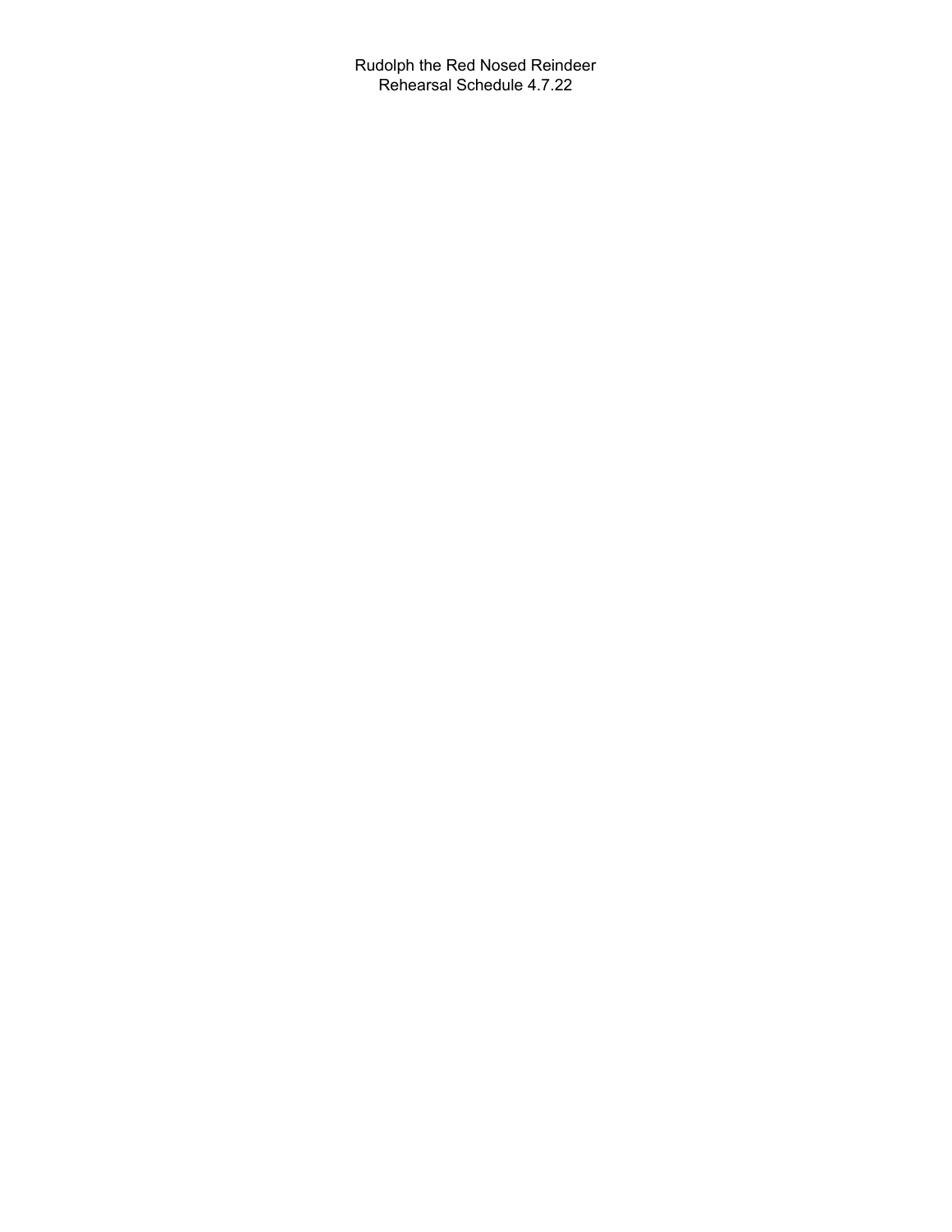Rudolph the Red Nosed Reindeer
Rehearsal Schedule 4.7.22